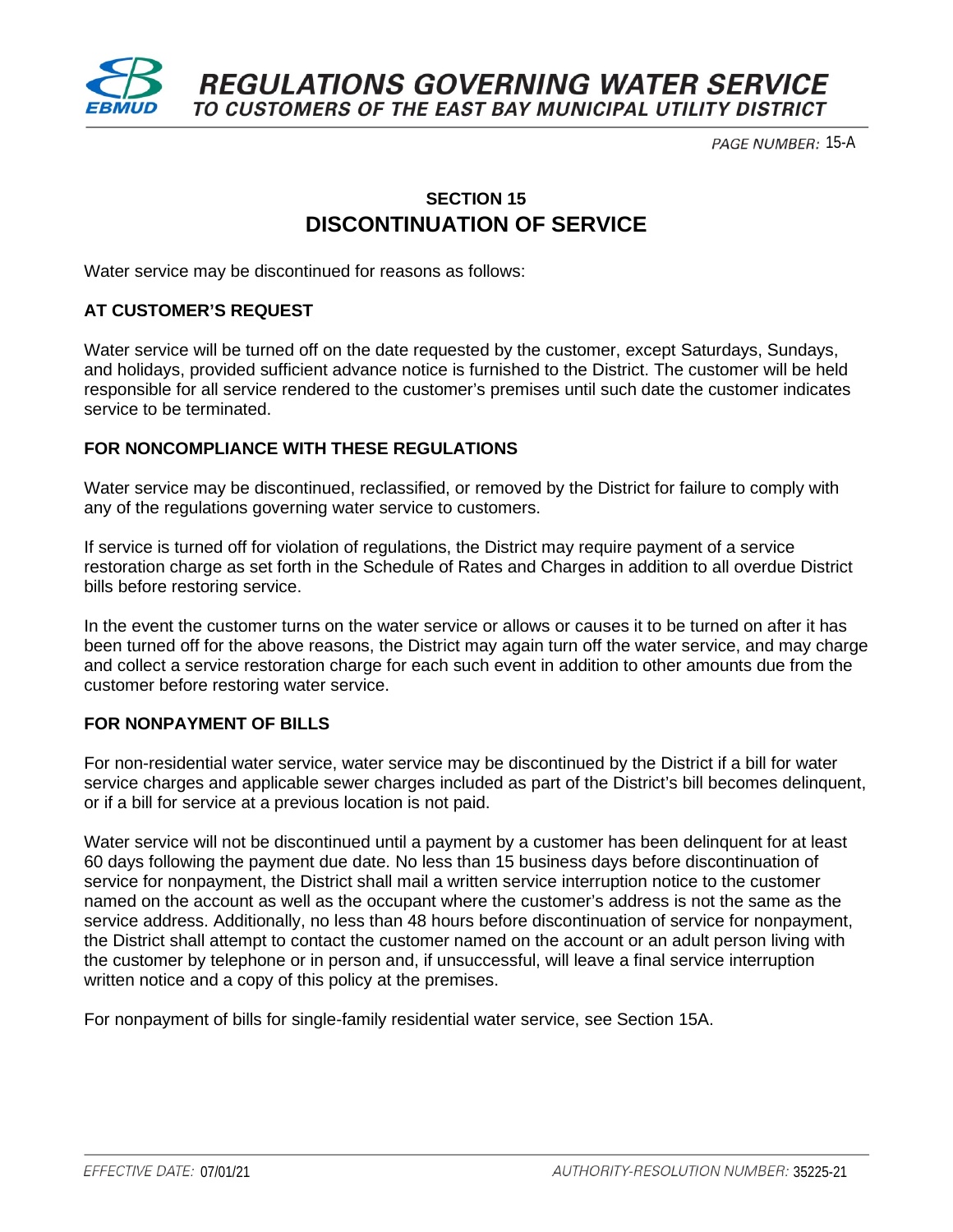## SECTION 15
# DISCONTINUATION OF SERVICE

Water service may be discontinued for reasons as follows:

### AT CUSTOMER'S REQUEST

Water service will be turned off on the date requested by the customer, except Saturdays, Sundays, and holidays, provided sufficient advance notice is furnished to the District. The customer will be held responsible for all service rendered to the customer's premises until such date the customer indicates service to be terminated.

### FOR NONCOMPLIANCE WITH THESE REGULATIONS

Water service may be discontinued, reclassified, or removed by the District for failure to comply with any of the regulations governing water service to customers.

If service is turned off for violation of regulations, the District may require payment of a service restoration charge as set forth in the Schedule of Rates and Charges in addition to all overdue District bills before restoring service.

In the event the customer turns on the water service or allows or causes it to be turned on after it has been turned off for the above reasons, the District may again turn off the water service, and may charge and collect a service restoration charge for each such event in addition to other amounts due from the customer before restoring water service.

### FOR NONPAYMENT OF BILLS

For non-residential water service, water service may be discontinued by the District if a bill for water service charges and applicable sewer charges included as part of the District's bill becomes delinquent, or if a bill for service at a previous location is not paid.

Water service will not be discontinued until a payment by a customer has been delinquent for at least 60 days following the payment due date. No less than 15 business days before discontinuation of service for nonpayment, the District shall mail a written service interruption notice to the customer named on the account as well as the occupant where the customer's address is not the same as the service address. Additionally, no less than 48 hours before discontinuation of service for nonpayment, the District shall attempt to contact the customer named on the account or an adult person living with the customer by telephone or in person and, if unsuccessful, will leave a final service interruption written notice and a copy of this policy at the premises.

For nonpayment of bills for single-family residential water service, see Section 15A.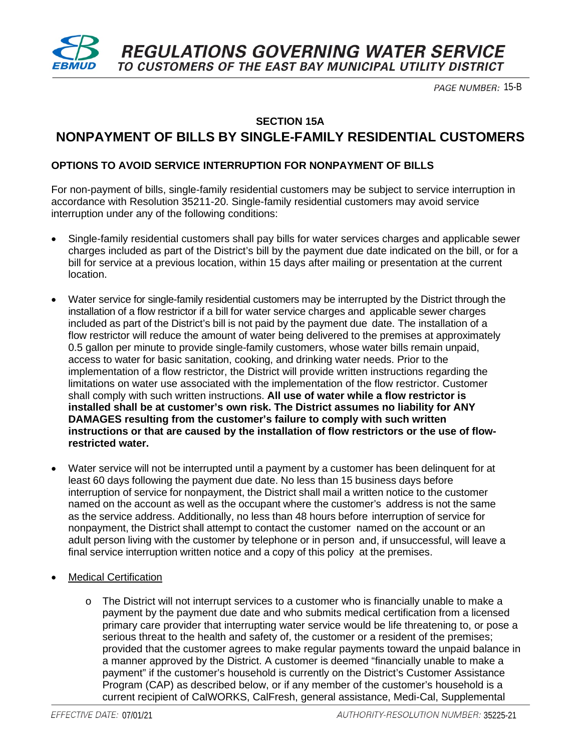## SECTION 15A

# NONPAYMENT OF BILLS BY SINGLE-FAMILY RESIDENTIAL CUSTOMERS

### OPTIONS TO AVOID SERVICE INTERRUPTION FOR NONPAYMENT OF BILLS

For non-payment of bills, single-family residential customers may be subject to service interruption in accordance with Resolution 35211-20. Single-family residential customers may avoid service interruption under any of the following conditions:

- Single-family residential customers shall pay bills for water services charges and applicable sewer charges included as part of the District's bill by the payment due date indicated on the bill, or for a bill for service at a previous location, within 15 days after mailing or presentation at the current location.

- Water service for single-family residential customers may be interrupted by the District through the installation of a flow restrictor if a bill for water service charges and applicable sewer charges included as part of the District's bill is not paid by the payment due date. The installation of a flow restrictor will reduce the amount of water being delivered to the premises at approximately 0.5 gallon per minute to provide single-family customers, whose water bills remain unpaid, access to water for basic sanitation, cooking, and drinking water needs. Prior to the implementation of a flow restrictor, the District will provide written instructions regarding the limitations on water use associated with the implementation of the flow restrictor. Customer shall comply with such written instructions. **All use of water while a flow restrictor is installed shall be at customer's own risk. The District assumes no liability for ANY DAMAGES resulting from the customer's failure to comply with such written instructions or that are caused by the installation of flow restrictors or the use of flow-restricted water.**

- Water service will not be interrupted until a payment by a customer has been delinquent for at least 60 days following the payment due date. No less than 15 business days before interruption of service for nonpayment, the District shall mail a written notice to the customer named on the account as well as the occupant where the customer's address is not the same as the service address. Additionally, no less than 48 hours before interruption of service for nonpayment, the District shall attempt to contact the customer named on the account or an adult person living with the customer by telephone or in person and, if unsuccessful, will leave a final service interruption written notice and a copy of this policy at the premises.

- <u>Medical Certification</u>

  - The District will not interrupt services to a customer who is financially unable to make a payment by the payment due date and who submits medical certification from a licensed primary care provider that interrupting water service would be life threatening to, or pose a serious threat to the health and safety of, the customer or a resident of the premises; provided that the customer agrees to make regular payments toward the unpaid balance in a manner approved by the District. A customer is deemed "financially unable to make a payment" if the customer's household is currently on the District's Customer Assistance Program (CAP) as described below, or if any member of the customer's household is a current recipient of CalWORKS, CalFresh, general assistance, Medi-Cal, Supplemental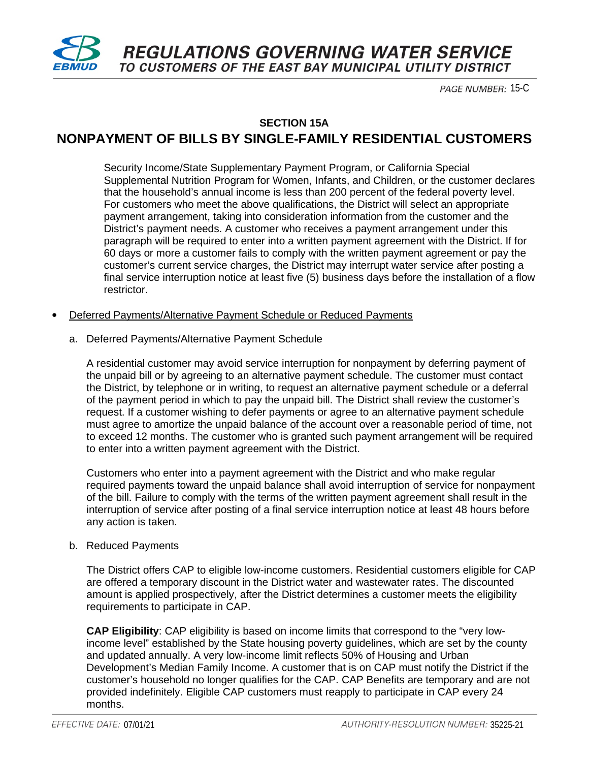## SECTION 15A

# NONPAYMENT OF BILLS BY SINGLE-FAMILY RESIDENTIAL CUSTOMERS

Security Income/State Supplementary Payment Program, or California Special Supplemental Nutrition Program for Women, Infants, and Children, or the customer declares that the household's annual income is less than 200 percent of the federal poverty level. For customers who meet the above qualifications, the District will select an appropriate payment arrangement, taking into consideration information from the customer and the District's payment needs. A customer who receives a payment arrangement under this paragraph will be required to enter into a written payment agreement with the District. If for 60 days or more a customer fails to comply with the written payment agreement or pay the customer's current service charges, the District may interrupt water service after posting a final service interruption notice at least five (5) business days before the installation of a flow restrictor.

- <u>Deferred Payments/Alternative Payment Schedule or Reduced Payments</u>

  a. Deferred Payments/Alternative Payment Schedule

  A residential customer may avoid service interruption for nonpayment by deferring payment of the unpaid bill or by agreeing to an alternative payment schedule. The customer must contact the District, by telephone or in writing, to request an alternative payment schedule or a deferral of the payment period in which to pay the unpaid bill. The District shall review the customer's request. If a customer wishing to defer payments or agree to an alternative payment schedule must agree to amortize the unpaid balance of the account over a reasonable period of time, not to exceed 12 months. The customer who is granted such payment arrangement will be required to enter into a written payment agreement with the District.

  Customers who enter into a payment agreement with the District and who make regular required payments toward the unpaid balance shall avoid interruption of service for nonpayment of the bill. Failure to comply with the terms of the written payment agreement shall result in the interruption of service after posting of a final service interruption notice at least 48 hours before any action is taken.

  b. Reduced Payments

  The District offers CAP to eligible low-income customers. Residential customers eligible for CAP are offered a temporary discount in the District water and wastewater rates. The discounted amount is applied prospectively, after the District determines a customer meets the eligibility requirements to participate in CAP.

  **CAP Eligibility**: CAP eligibility is based on income limits that correspond to the "very low-income level" established by the State housing poverty guidelines, which are set by the county and updated annually. A very low-income limit reflects 50% of Housing and Urban Development's Median Family Income. A customer that is on CAP must notify the District if the customer's household no longer qualifies for the CAP. CAP Benefits are temporary and are not provided indefinitely. Eligible CAP customers must reapply to participate in CAP every 24 months.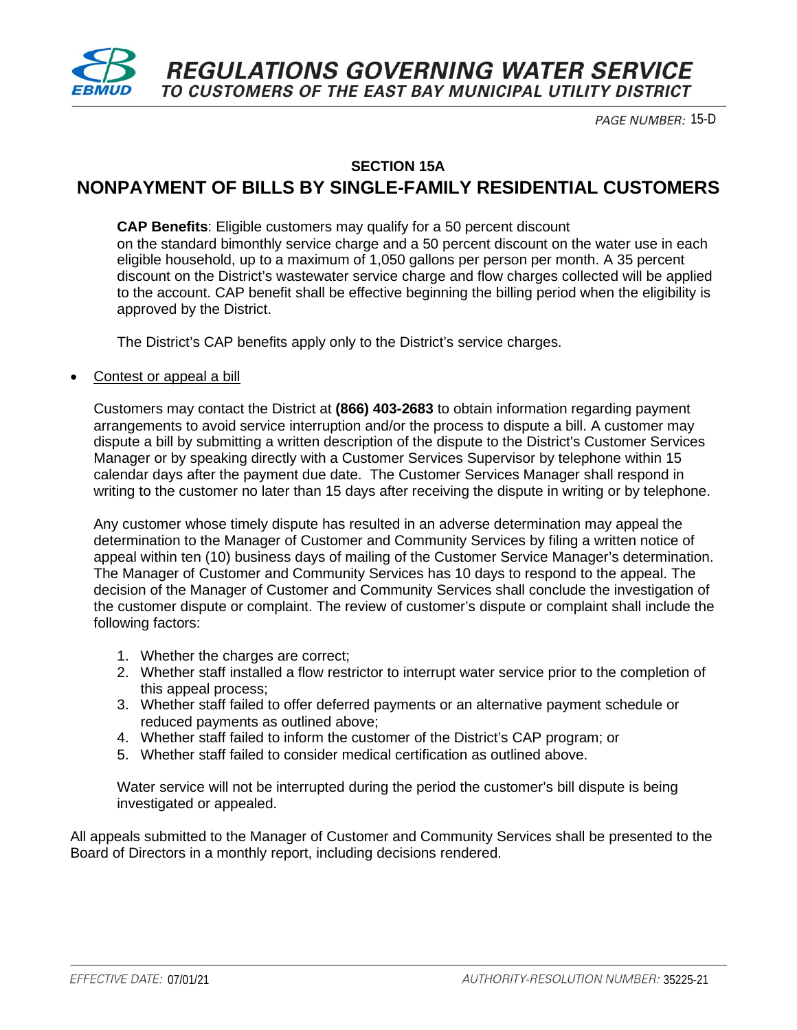## SECTION 15A

# NONPAYMENT OF BILLS BY SINGLE-FAMILY RESIDENTIAL CUSTOMERS

**CAP Benefits**: Eligible customers may qualify for a 50 percent discount on the standard bimonthly service charge and a 50 percent discount on the water use in each eligible household, up to a maximum of 1,050 gallons per person per month. A 35 percent discount on the District's wastewater service charge and flow charges collected will be applied to the account. CAP benefit shall be effective beginning the billing period when the eligibility is approved by the District.

The District's CAP benefits apply only to the District's service charges.

- Contest or appeal a bill

  Customers may contact the District at **(866) 403-2683** to obtain information regarding payment arrangements to avoid service interruption and/or the process to dispute a bill. A customer may dispute a bill by submitting a written description of the dispute to the District's Customer Services Manager or by speaking directly with a Customer Services Supervisor by telephone within 15 calendar days after the payment due date. The Customer Services Manager shall respond in writing to the customer no later than 15 days after receiving the dispute in writing or by telephone.

  Any customer whose timely dispute has resulted in an adverse determination may appeal the determination to the Manager of Customer and Community Services by filing a written notice of appeal within ten (10) business days of mailing of the Customer Service Manager's determination. The Manager of Customer and Community Services has 10 days to respond to the appeal. The decision of the Manager of Customer and Community Services shall conclude the investigation of the customer dispute or complaint. The review of customer's dispute or complaint shall include the following factors:

  1. Whether the charges are correct;
  2. Whether staff installed a flow restrictor to interrupt water service prior to the completion of this appeal process;
  3. Whether staff failed to offer deferred payments or an alternative payment schedule or reduced payments as outlined above;
  4. Whether staff failed to inform the customer of the District's CAP program; or
  5. Whether staff failed to consider medical certification as outlined above.

  Water service will not be interrupted during the period the customer's bill dispute is being investigated or appealed.

All appeals submitted to the Manager of Customer and Community Services shall be presented to the Board of Directors in a monthly report, including decisions rendered.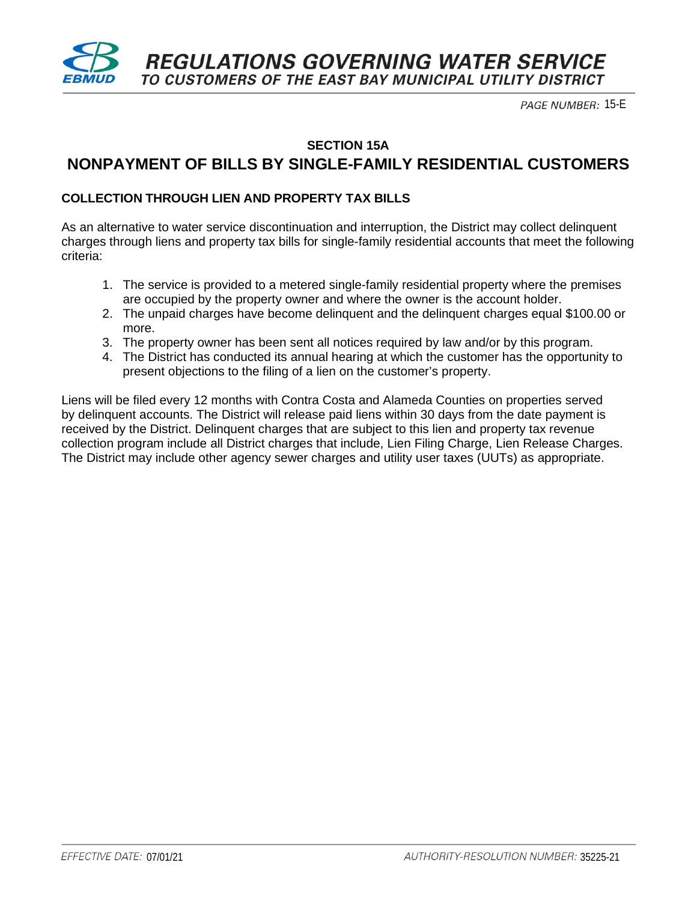## SECTION 15A

# NONPAYMENT OF BILLS BY SINGLE-FAMILY RESIDENTIAL CUSTOMERS

### COLLECTION THROUGH LIEN AND PROPERTY TAX BILLS

As an alternative to water service discontinuation and interruption, the District may collect delinquent charges through liens and property tax bills for single-family residential accounts that meet the following criteria:

1. The service is provided to a metered single-family residential property where the premises are occupied by the property owner and where the owner is the account holder.
2. The unpaid charges have become delinquent and the delinquent charges equal $100.00 or more.
3. The property owner has been sent all notices required by law and/or by this program.
4. The District has conducted its annual hearing at which the customer has the opportunity to present objections to the filing of a lien on the customer's property.

Liens will be filed every 12 months with Contra Costa and Alameda Counties on properties served by delinquent accounts. The District will release paid liens within 30 days from the date payment is received by the District. Delinquent charges that are subject to this lien and property tax revenue collection program include all District charges that include, Lien Filing Charge, Lien Release Charges. The District may include other agency sewer charges and utility user taxes (UUTs) as appropriate.